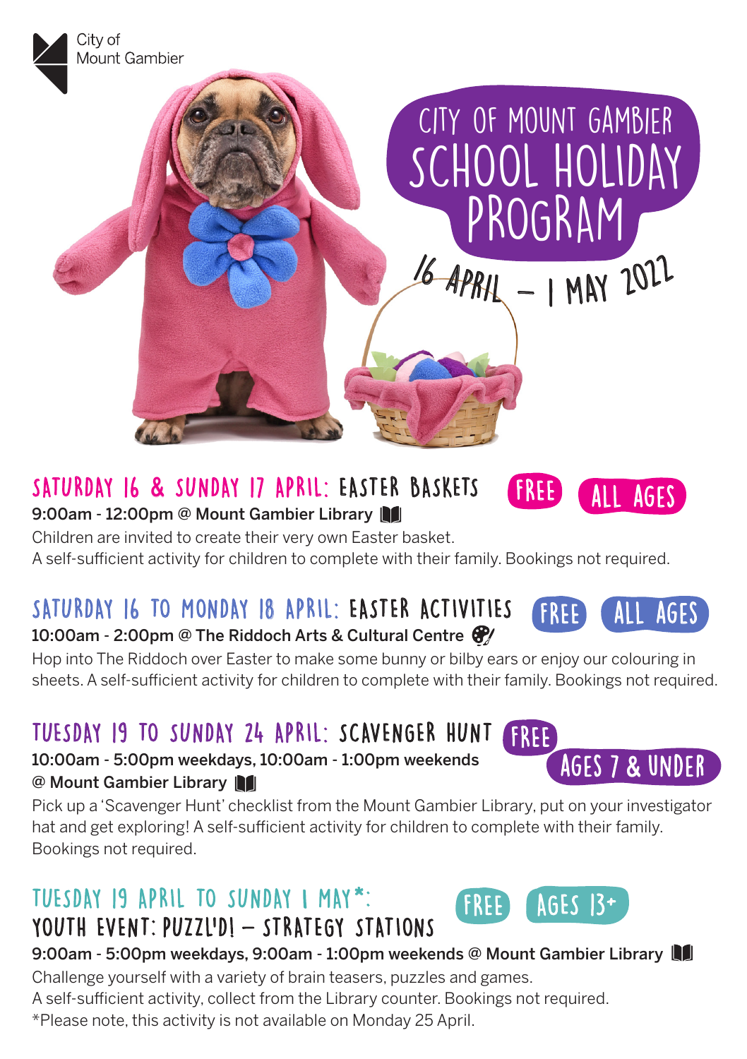City of Mount Gambier

# CITY OF MOUNT GAMBIER SCHOOL HOLIDAY PROGRAM

16 APRIL – 1 MAY 2022

## SATURDAY 16 & SUNDAY 17 APRIL: EASTER BASKETS

FREE | ALL AGES

**9:00am - 12:00pm @ Mount Gambier Library**

Children are invited to create their very own Easter basket.
A self-sufficient activity for children to complete with their family. Bookings not required.

## SATURDAY 16 TO MONDAY 18 APRIL: EASTER ACTIVITIES

FREE | ALL AGES

**10:00am - 2:00pm @ The Riddoch Arts & Cultural Centre**

Hop into The Riddoch over Easter to make some bunny or bilby ears or enjoy our colouring in sheets. A self-sufficient activity for children to complete with their family. Bookings not required.

## TUESDAY 19 TO SUNDAY 24 APRIL: SCAVENGER HUNT

FREE | AGES 7 & UNDER

**10:00am - 5:00pm weekdays, 10:00am - 1:00pm weekends @ Mount Gambier Library**

Pick up a 'Scavenger Hunt' checklist from the Mount Gambier Library, put on your investigator hat and get exploring! A self-sufficient activity for children to complete with their family. Bookings not required.

## TUESDAY 19 APRIL TO SUNDAY 1 MAY*: YOUTH EVENT: PUZZL'D! – STRATEGY STATIONS

FREE | AGES 13+

**9:00am - 5:00pm weekdays, 9:00am - 1:00pm weekends @ Mount Gambier Library**

Challenge yourself with a variety of brain teasers, puzzles and games.
A self-sufficient activity, collect from the Library counter. Bookings not required.
*Please note, this activity is not available on Monday 25 April.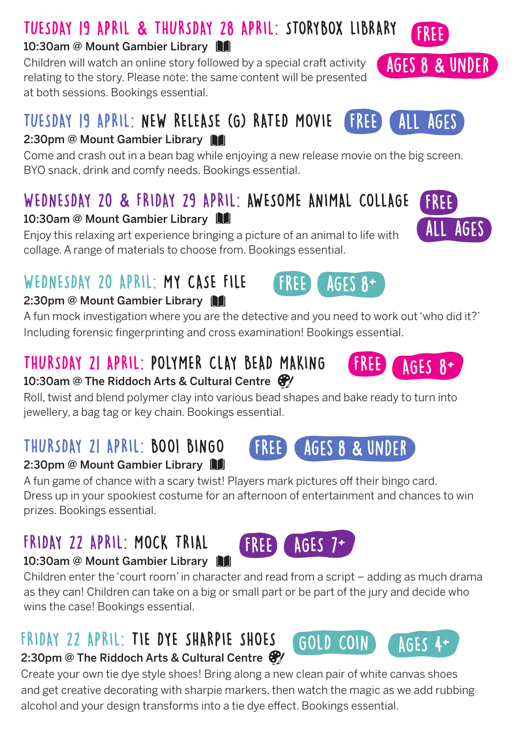## TUESDAY 19 APRIL & THURSDAY 28 APRIL: STORYBOX LIBRARY

FREE | AGES 8 & UNDER

**10:30am @ Mount Gambier Library**

Children will watch an online story followed by a special craft activity relating to the story. Please note: the same content will be presented at both sessions. Bookings essential.

## TUESDAY 19 APRIL: NEW RELEASE (G) RATED MOVIE

FREE | ALL AGES

**2:30pm @ Mount Gambier Library**

Come and crash out in a bean bag while enjoying a new release movie on the big screen. BYO snack, drink and comfy needs. Bookings essential.

## WEDNESDAY 20 & FRIDAY 29 APRIL: AWESOME ANIMAL COLLAGE

FREE | ALL AGES

**10:30am @ Mount Gambier Library**

Enjoy this relaxing art experience bringing a picture of an animal to life with collage. A range of materials to choose from. Bookings essential.

## WEDNESDAY 20 APRIL: MY CASE FILE

FREE | AGES 8+

**2:30pm @ Mount Gambier Library**

A fun mock investigation where you are the detective and you need to work out 'who did it?' Including forensic fingerprinting and cross examination! Bookings essential.

## THURSDAY 21 APRIL: POLYMER CLAY BEAD MAKING

FREE | AGES 8+

**10:30am @ The Riddoch Arts & Cultural Centre**

Roll, twist and blend polymer clay into various bead shapes and bake ready to turn into jewellery, a bag tag or key chain. Bookings essential.

## THURSDAY 21 APRIL: BOO! BINGO

FREE | AGES 8 & UNDER

**2:30pm @ Mount Gambier Library**

A fun game of chance with a scary twist! Players mark pictures off their bingo card. Dress up in your spookiest costume for an afternoon of entertainment and chances to win prizes. Bookings essential.

## FRIDAY 22 APRIL: MOCK TRIAL

FREE | AGES 7+

**10:30am @ Mount Gambier Library**

Children enter the 'court room' in character and read from a script – adding as much drama as they can! Children can take on a big or small part or be part of the jury and decide who wins the case! Bookings essential.

## FRIDAY 22 APRIL: TIE DYE SHARPIE SHOES

GOLD COIN | AGES 4+

**2:30pm @ The Riddoch Arts & Cultural Centre**

Create your own tie dye style shoes! Bring along a new clean pair of white canvas shoes and get creative decorating with sharpie markers, then watch the magic as we add rubbing alcohol and your design transforms into a tie dye effect. Bookings essential.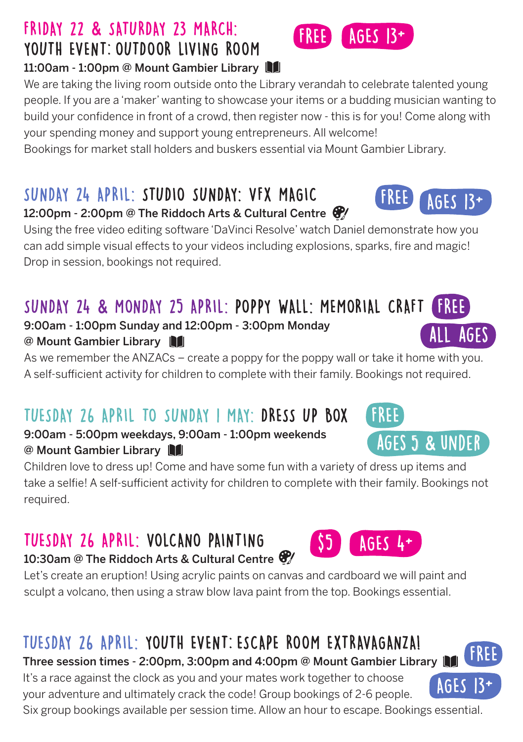## FRIDAY 22 & SATURDAY 23 MARCH: YOUTH EVENT: OUTDOOR LIVING ROOM

FREE | AGES 13+

**11:00am - 1:00pm @ Mount Gambier Library**

We are taking the living room outside onto the Library verandah to celebrate talented young people. If you are a 'maker' wanting to showcase your items or a budding musician wanting to build your confidence in front of a crowd, then register now - this is for you! Come along with your spending money and support young entrepreneurs. All welcome!

Bookings for market stall holders and buskers essential via Mount Gambier Library.

## SUNDAY 24 APRIL: STUDIO SUNDAY: VFX MAGIC

FREE | AGES 13+

**12:00pm - 2:00pm @ The Riddoch Arts & Cultural Centre**

Using the free video editing software 'DaVinci Resolve' watch Daniel demonstrate how you can add simple visual effects to your videos including explosions, sparks, fire and magic! Drop in session, bookings not required.

## SUNDAY 24 & MONDAY 25 APRIL: POPPY WALL: MEMORIAL CRAFT

FREE | ALL AGES

**9:00am - 1:00pm Sunday and 12:00pm - 3:00pm Monday @ Mount Gambier Library**

As we remember the ANZACs – create a poppy for the poppy wall or take it home with you. A self-sufficient activity for children to complete with their family. Bookings not required.

## TUESDAY 26 APRIL TO SUNDAY 1 MAY: DRESS UP BOX

FREE | AGES 5 & UNDER

**9:00am - 5:00pm weekdays, 9:00am - 1:00pm weekends @ Mount Gambier Library**

Children love to dress up! Come and have some fun with a variety of dress up items and take a selfie! A self-sufficient activity for children to complete with their family. Bookings not required.

## TUESDAY 26 APRIL: VOLCANO PAINTING

$5 | AGES 4+

**10:30am @ The Riddoch Arts & Cultural Centre**

Let's create an eruption! Using acrylic paints on canvas and cardboard we will paint and sculpt a volcano, then using a straw blow lava paint from the top. Bookings essential.

## TUESDAY 26 APRIL: YOUTH EVENT: ESCAPE ROOM EXTRAVAGANZA!

FREE | AGES 13+

**Three session times - 2:00pm, 3:00pm and 4:00pm @ Mount Gambier Library**

It's a race against the clock as you and your mates work together to choose your adventure and ultimately crack the code! Group bookings of 2-6 people. Six group bookings available per session time. Allow an hour to escape. Bookings essential.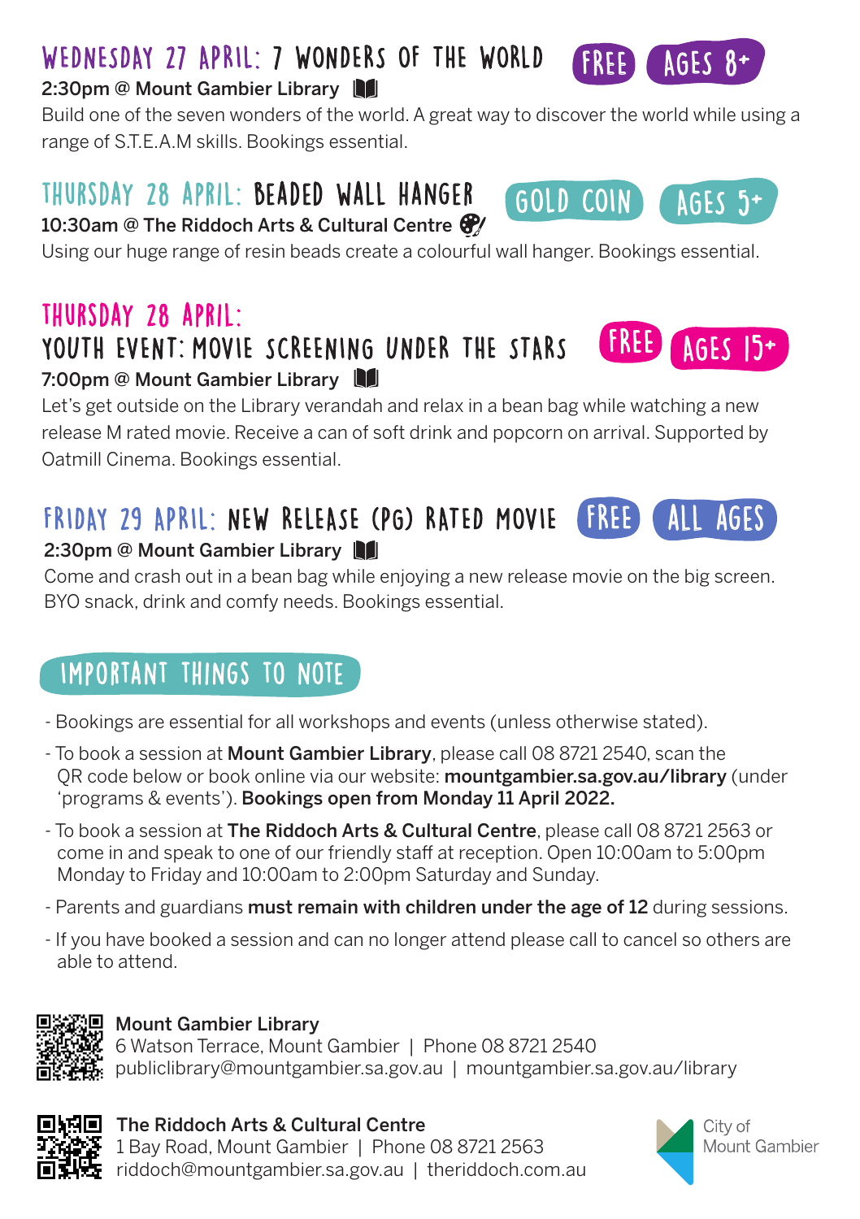## WEDNESDAY 27 APRIL: 7 WONDERS OF THE WORLD

FREE | AGES 8+

**2:30pm @ Mount Gambier Library**

Build one of the seven wonders of the world. A great way to discover the world while using a range of S.T.E.A.M skills. Bookings essential.

## THURSDAY 28 APRIL: BEADED WALL HANGER

GOLD COIN | AGES 5+

**10:30am @ The Riddoch Arts & Cultural Centre**

Using our huge range of resin beads create a colourful wall hanger. Bookings essential.

## THURSDAY 28 APRIL: YOUTH EVENT: MOVIE SCREENING UNDER THE STARS

FREE | AGES 15+

**7:00pm @ Mount Gambier Library**

Let's get outside on the Library verandah and relax in a bean bag while watching a new release M rated movie. Receive a can of soft drink and popcorn on arrival. Supported by Oatmill Cinema. Bookings essential.

## FRIDAY 29 APRIL: NEW RELEASE (PG) RATED MOVIE

FREE | ALL AGES

**2:30pm @ Mount Gambier Library**

Come and crash out in a bean bag while enjoying a new release movie on the big screen. BYO snack, drink and comfy needs. Bookings essential.

## IMPORTANT THINGS TO NOTE

- Bookings are essential for all workshops and events (unless otherwise stated).
- To book a session at **Mount Gambier Library**, please call 08 8721 2540, scan the QR code below or book online via our website: **mountgambier.sa.gov.au/library** (under 'programs & events'). **Bookings open from Monday 11 April 2022.**
- To book a session at **The Riddoch Arts & Cultural Centre**, please call 08 8721 2563 or come in and speak to one of our friendly staff at reception. Open 10:00am to 5:00pm Monday to Friday and 10:00am to 2:00pm Saturday and Sunday.
- Parents and guardians **must remain with children under the age of 12** during sessions.
- If you have booked a session and can no longer attend please call to cancel so others are able to attend.

**Mount Gambier Library**
6 Watson Terrace, Mount Gambier | Phone 08 8721 2540
publiclibrary@mountgambier.sa.gov.au | mountgambier.sa.gov.au/library

**The Riddoch Arts & Cultural Centre**
1 Bay Road, Mount Gambier | Phone 08 8721 2563
riddoch@mountgambier.sa.gov.au | theriddoch.com.au

City of Mount Gambier